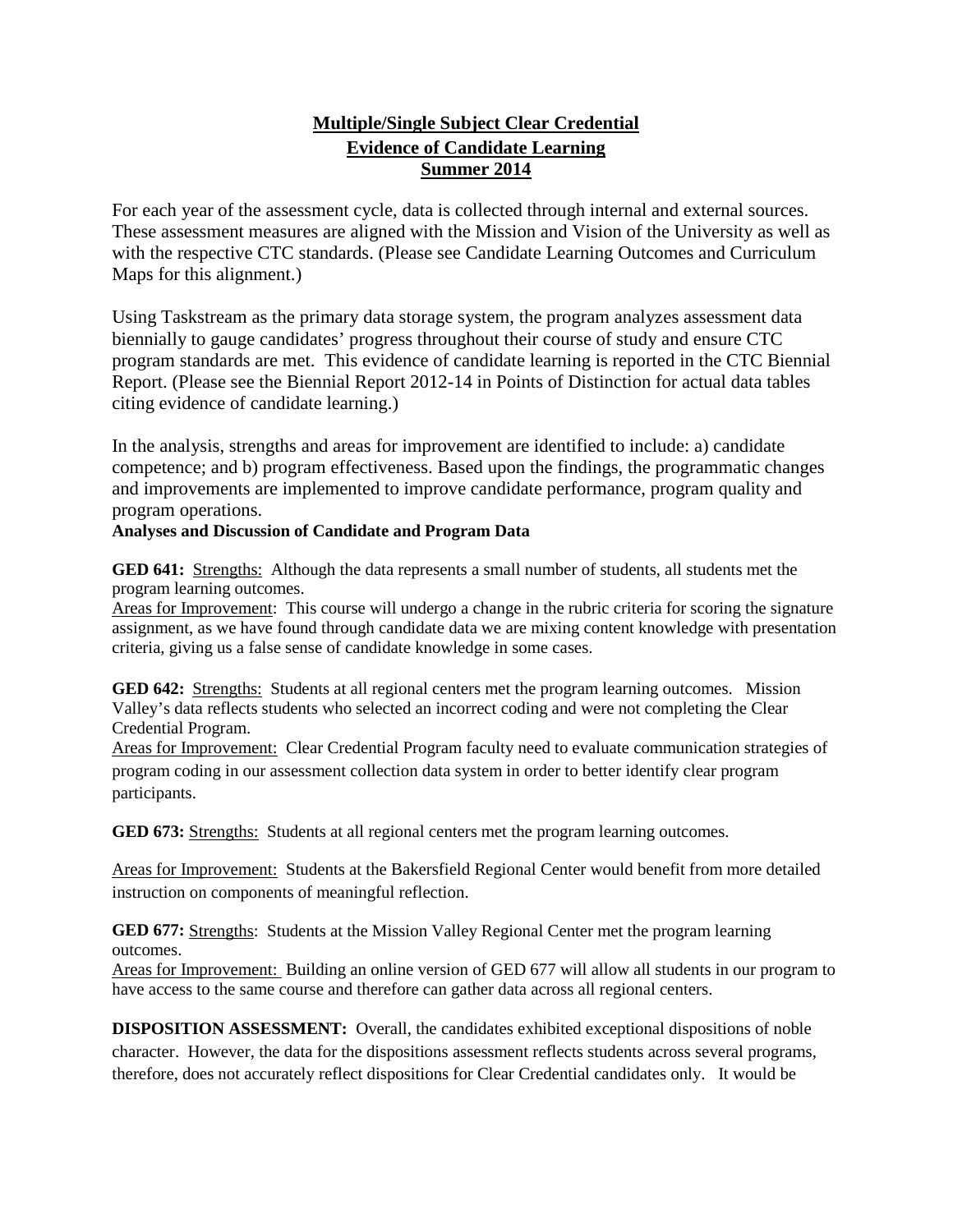# Multiple/Single Subject Clear Credential
## Evidence of Candidate Learning
## Summer 2014

For each year of the assessment cycle, data is collected through internal and external sources. These assessment measures are aligned with the Mission and Vision of the University as well as with the respective CTC standards. (Please see Candidate Learning Outcomes and Curriculum Maps for this alignment.)

Using Taskstream as the primary data storage system, the program analyzes assessment data biennially to gauge candidates' progress throughout their course of study and ensure CTC program standards are met. This evidence of candidate learning is reported in the CTC Biennial Report. (Please see the Biennial Report 2012-14 in Points of Distinction for actual data tables citing evidence of candidate learning.)

In the analysis, strengths and areas for improvement are identified to include: a) candidate competence; and b) program effectiveness. Based upon the findings, the programmatic changes and improvements are implemented to improve candidate performance, program quality and program operations.

**Analyses and Discussion of Candidate and Program Data**

**GED 641:** Strengths: Although the data represents a small number of students, all students met the program learning outcomes.
Areas for Improvement: This course will undergo a change in the rubric criteria for scoring the signature assignment, as we have found through candidate data we are mixing content knowledge with presentation criteria, giving us a false sense of candidate knowledge in some cases.

**GED 642:** Strengths: Students at all regional centers met the program learning outcomes. Mission Valley's data reflects students who selected an incorrect coding and were not completing the Clear Credential Program.
Areas for Improvement: Clear Credential Program faculty need to evaluate communication strategies of program coding in our assessment collection data system in order to better identify clear program participants.

**GED 673:** Strengths: Students at all regional centers met the program learning outcomes.

Areas for Improvement: Students at the Bakersfield Regional Center would benefit from more detailed instruction on components of meaningful reflection.

**GED 677:** Strengths: Students at the Mission Valley Regional Center met the program learning outcomes.
Areas for Improvement: Building an online version of GED 677 will allow all students in our program to have access to the same course and therefore can gather data across all regional centers.

**DISPOSITION ASSESSMENT:** Overall, the candidates exhibited exceptional dispositions of noble character. However, the data for the dispositions assessment reflects students across several programs, therefore, does not accurately reflect dispositions for Clear Credential candidates only. It would be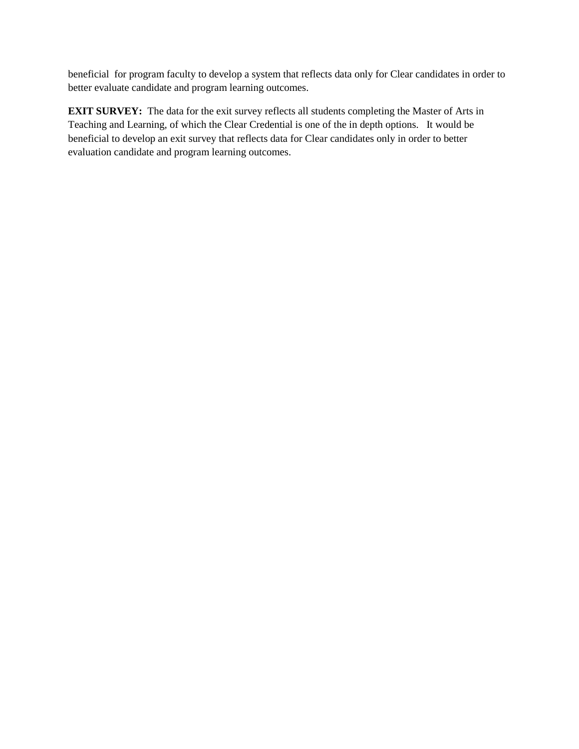beneficial for program faculty to develop a system that reflects data only for Clear candidates in order to better evaluate candidate and program learning outcomes.

**EXIT SURVEY:** The data for the exit survey reflects all students completing the Master of Arts in Teaching and Learning, of which the Clear Credential is one of the in depth options. It would be beneficial to develop an exit survey that reflects data for Clear candidates only in order to better evaluation candidate and program learning outcomes.